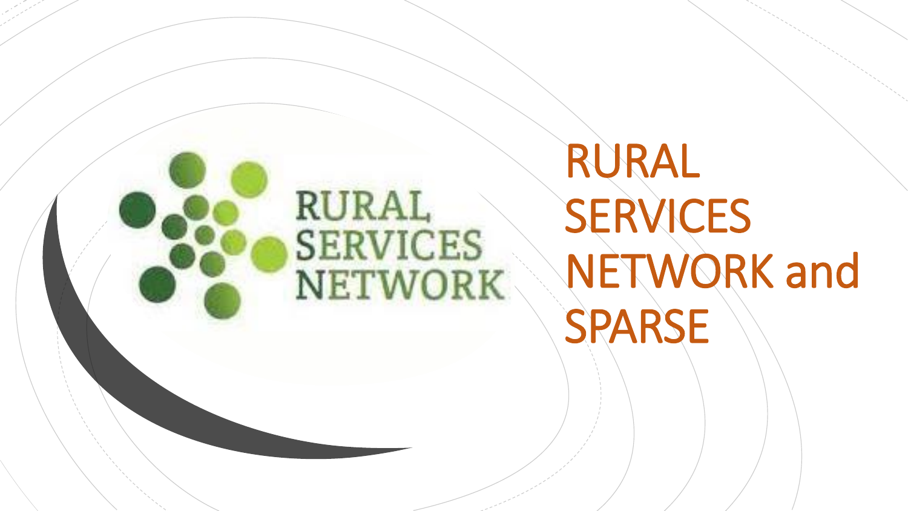# RURAL SERVICES NETWORK and SPARSE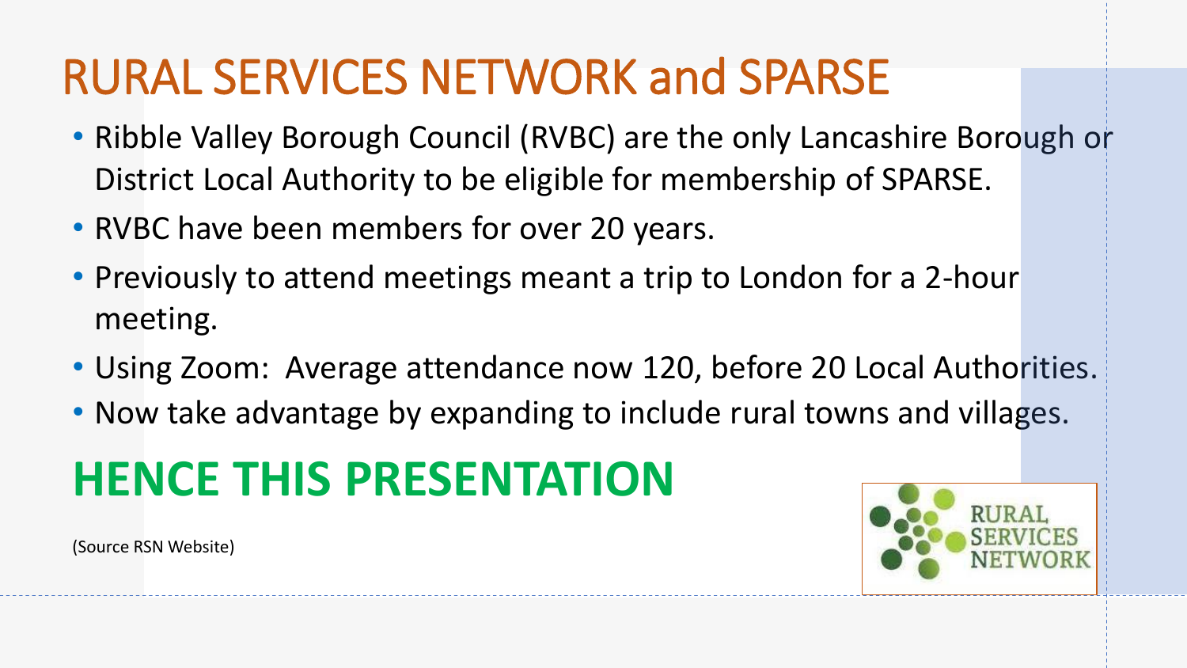# RURAL SERVICES NETWORK and SPARSE

- Ribble Valley Borough Council (RVBC) are the only Lancashire Borough or District Local Authority to be eligible for membership of SPARSE.
- RVBC have been members for over 20 years.
- Previously to attend meetings meant a trip to London for a 2-hour meeting.
- Using Zoom: Average attendance now 120, before 20 Local Authorities.
- Now take advantage by expanding to include rural towns and villages.

## HENCE THIS PRESENTATION

(Source RSN Website)

RURAL SERVICES NETWORK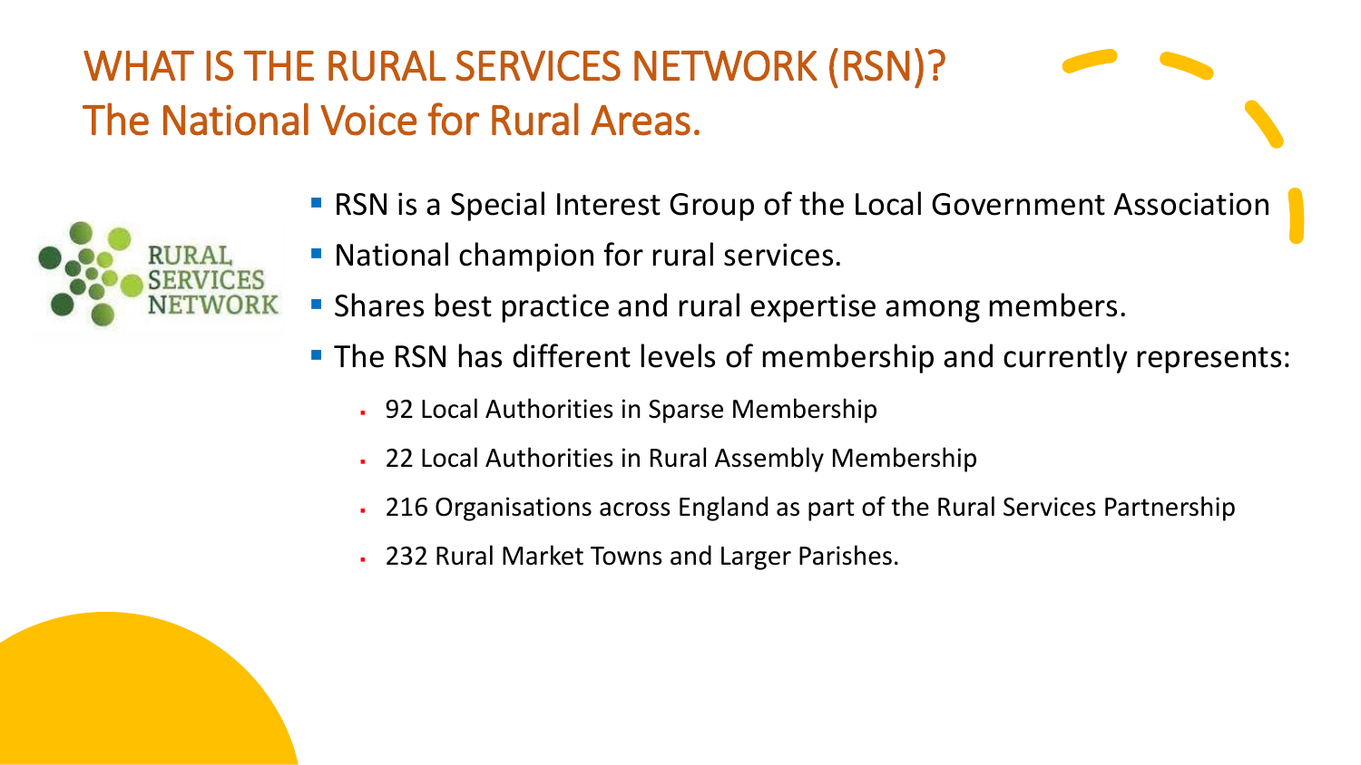# WHAT IS THE RURAL SERVICES NETWORK (RSN)?
## The National Voice for Rural Areas.

- RSN is a Special Interest Group of the Local Government Association
- National champion for rural services.
- Shares best practice and rural expertise among members.
- The RSN has different levels of membership and currently represents:
  - 92 Local Authorities in Sparse Membership
  - 22 Local Authorities in Rural Assembly Membership
  - 216 Organisations across England as part of the Rural Services Partnership
  - 232 Rural Market Towns and Larger Parishes.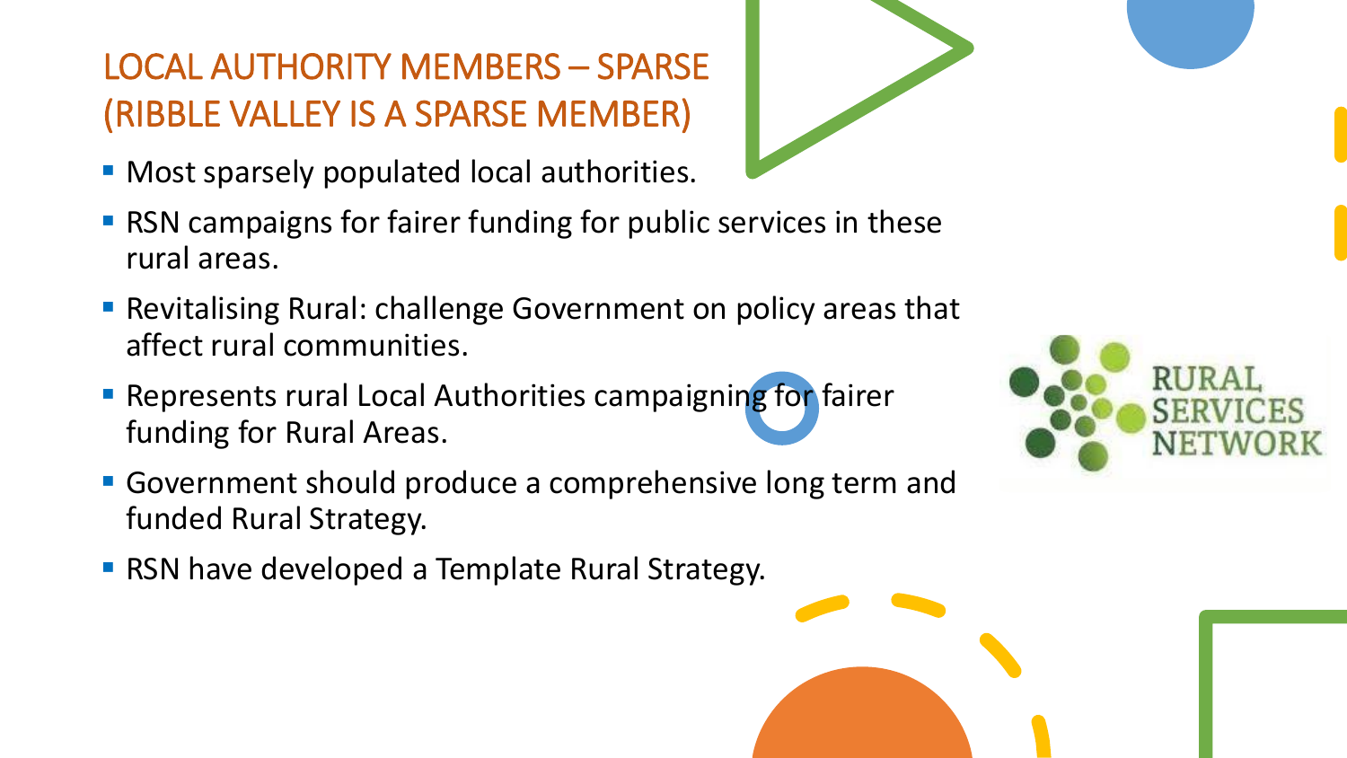# LOCAL AUTHORITY MEMBERS – SPARSE (RIBBLE VALLEY IS A SPARSE MEMBER)

- Most sparsely populated local authorities.
- RSN campaigns for fairer funding for public services in these rural areas.
- Revitalising Rural: challenge Government on policy areas that affect rural communities.
- Represents rural Local Authorities campaigning for fairer funding for Rural Areas.
- Government should produce a comprehensive long term and funded Rural Strategy.
- RSN have developed a Template Rural Strategy.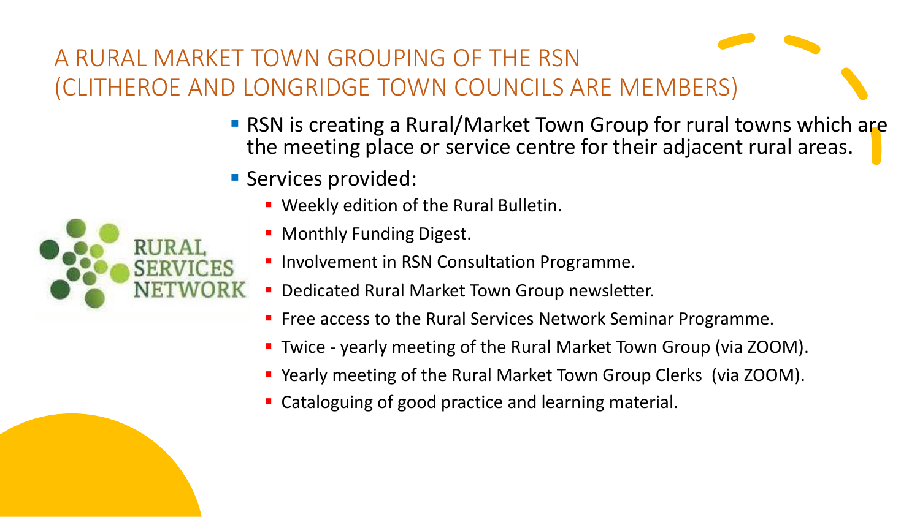# A RURAL MARKET TOWN GROUPING OF THE RSN (CLITHEROE AND LONGRIDGE TOWN COUNCILS ARE MEMBERS)

- RSN is creating a Rural/Market Town Group for rural towns which are the meeting place or service centre for their adjacent rural areas.
- Services provided:
  - Weekly edition of the Rural Bulletin.
  - Monthly Funding Digest.
  - Involvement in RSN Consultation Programme.
  - Dedicated Rural Market Town Group newsletter.
  - Free access to the Rural Services Network Seminar Programme.
  - Twice - yearly meeting of the Rural Market Town Group (via ZOOM).
  - Yearly meeting of the Rural Market Town Group Clerks (via ZOOM).
  - Cataloguing of good practice and learning material.

RURAL SERVICES NETWORK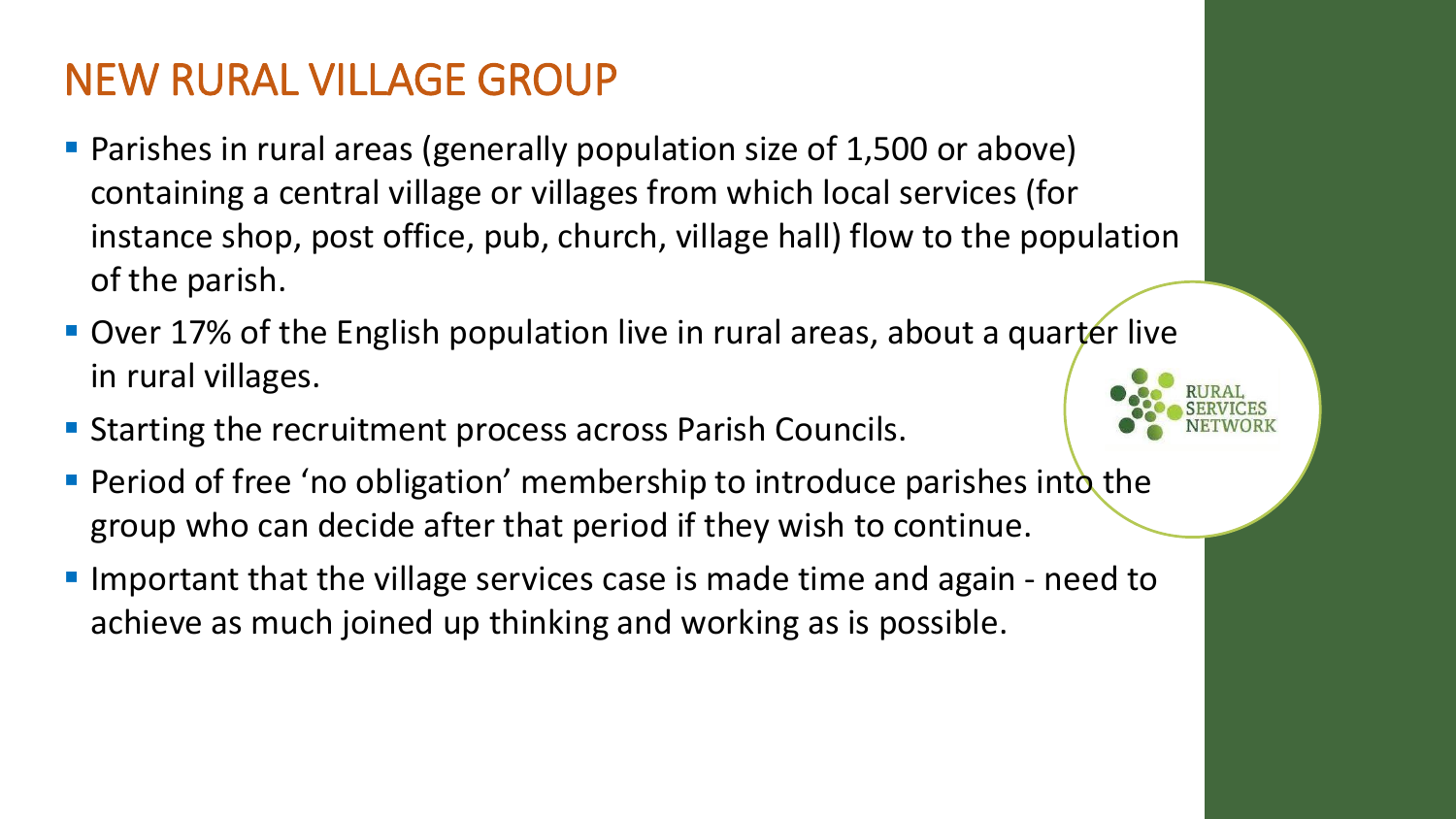# NEW RURAL VILLAGE GROUP

- Parishes in rural areas (generally population size of 1,500 or above) containing a central village or villages from which local services (for instance shop, post office, pub, church, village hall) flow to the population of the parish.
- Over 17% of the English population live in rural areas, about a quarter live in rural villages.
- Starting the recruitment process across Parish Councils.
- Period of free 'no obligation' membership to introduce parishes into the group who can decide after that period if they wish to continue.
- Important that the village services case is made time and again - need to achieve as much joined up thinking and working as is possible.

RURAL SERVICES NETWORK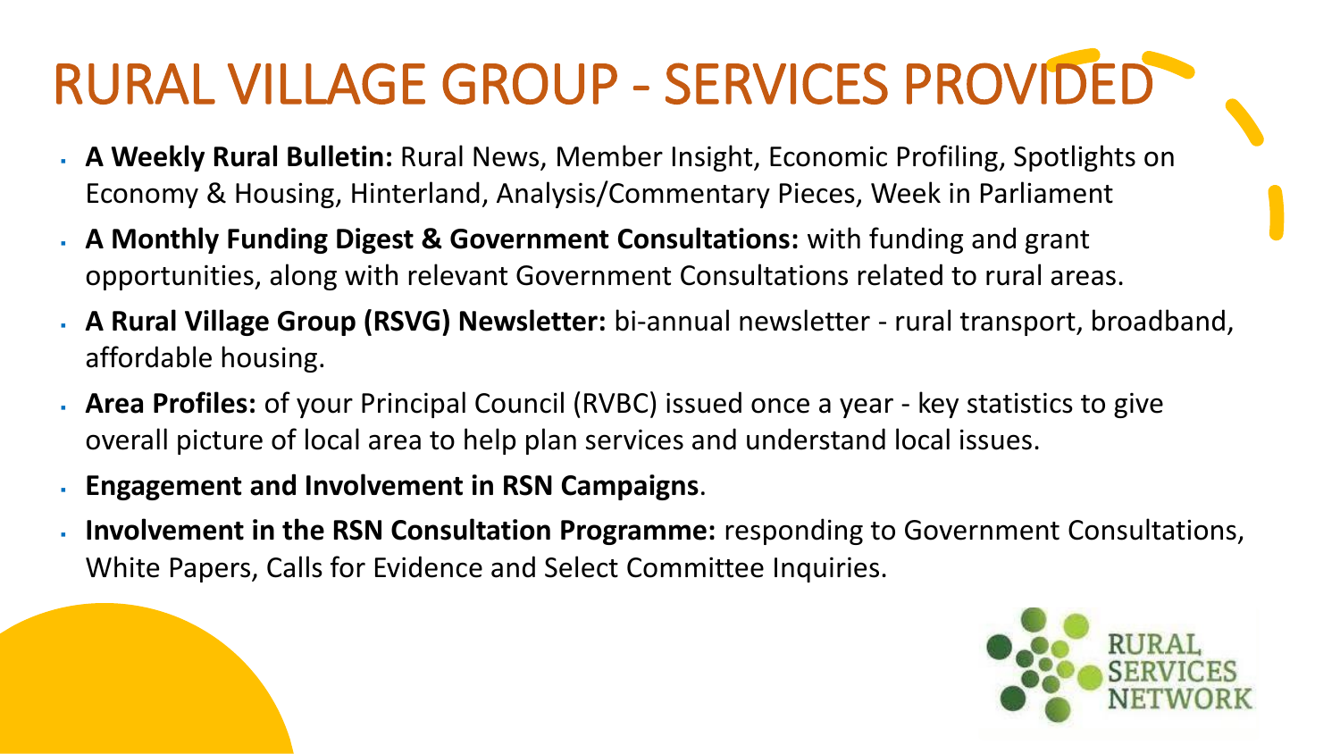# RURAL VILLAGE GROUP - SERVICES PROVIDED

- **A Weekly Rural Bulletin:** Rural News, Member Insight, Economic Profiling, Spotlights on Economy & Housing, Hinterland, Analysis/Commentary Pieces, Week in Parliament
- **A Monthly Funding Digest & Government Consultations:** with funding and grant opportunities, along with relevant Government Consultations related to rural areas.
- **A Rural Village Group (RSVG) Newsletter:** bi-annual newsletter - rural transport, broadband, affordable housing.
- **Area Profiles:** of your Principal Council (RVBC) issued once a year - key statistics to give overall picture of local area to help plan services and understand local issues.
- **Engagement and Involvement in RSN Campaigns**.
- **Involvement in the RSN Consultation Programme:** responding to Government Consultations, White Papers, Calls for Evidence and Select Committee Inquiries.

RURAL SERVICES NETWORK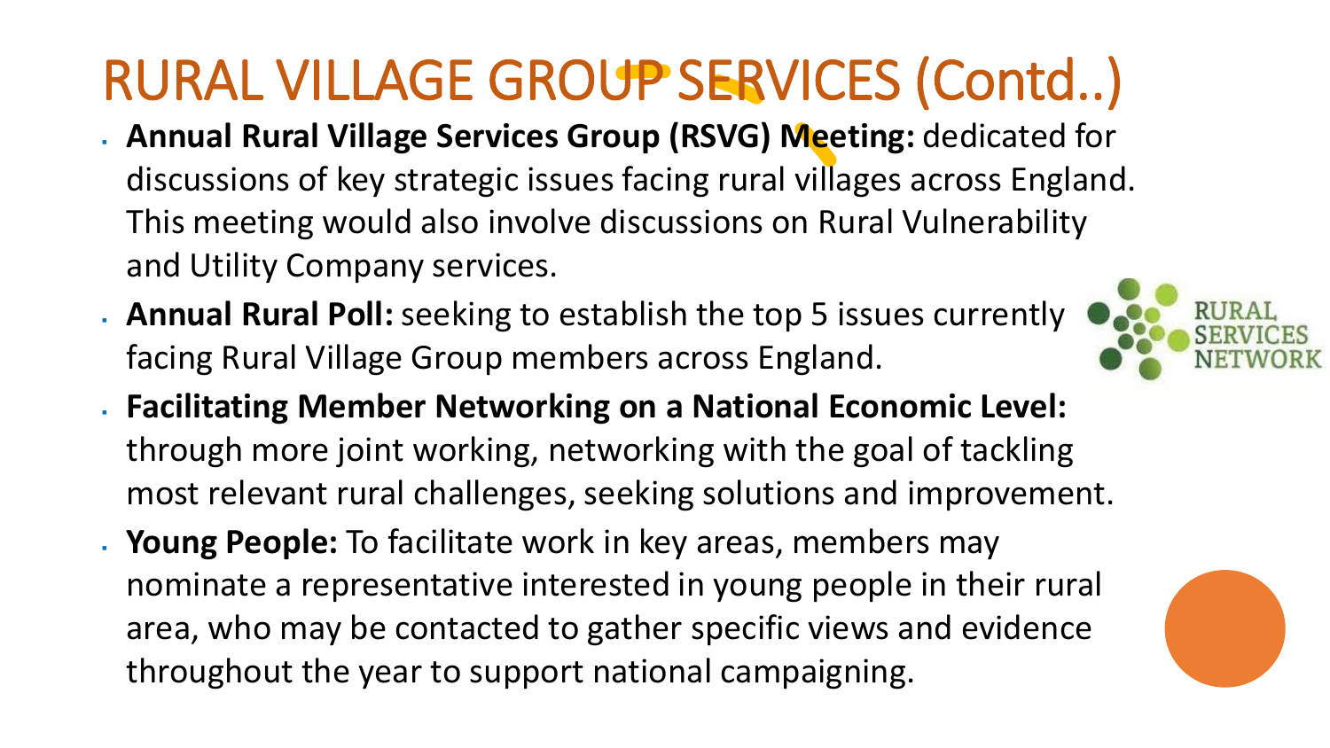# RURAL VILLAGE GROUP SERVICES (Contd..)

- **Annual Rural Village Services Group (RSVG) Meeting:** dedicated for discussions of key strategic issues facing rural villages across England. This meeting would also involve discussions on Rural Vulnerability and Utility Company services.
- **Annual Rural Poll:** seeking to establish the top 5 issues currently facing Rural Village Group members across England.
- **Facilitating Member Networking on a National Economic Level:** through more joint working, networking with the goal of tackling most relevant rural challenges, seeking solutions and improvement.
- **Young People:** To facilitate work in key areas, members may nominate a representative interested in young people in their rural area, who may be contacted to gather specific views and evidence throughout the year to support national campaigning.

RURAL SERVICES NETWORK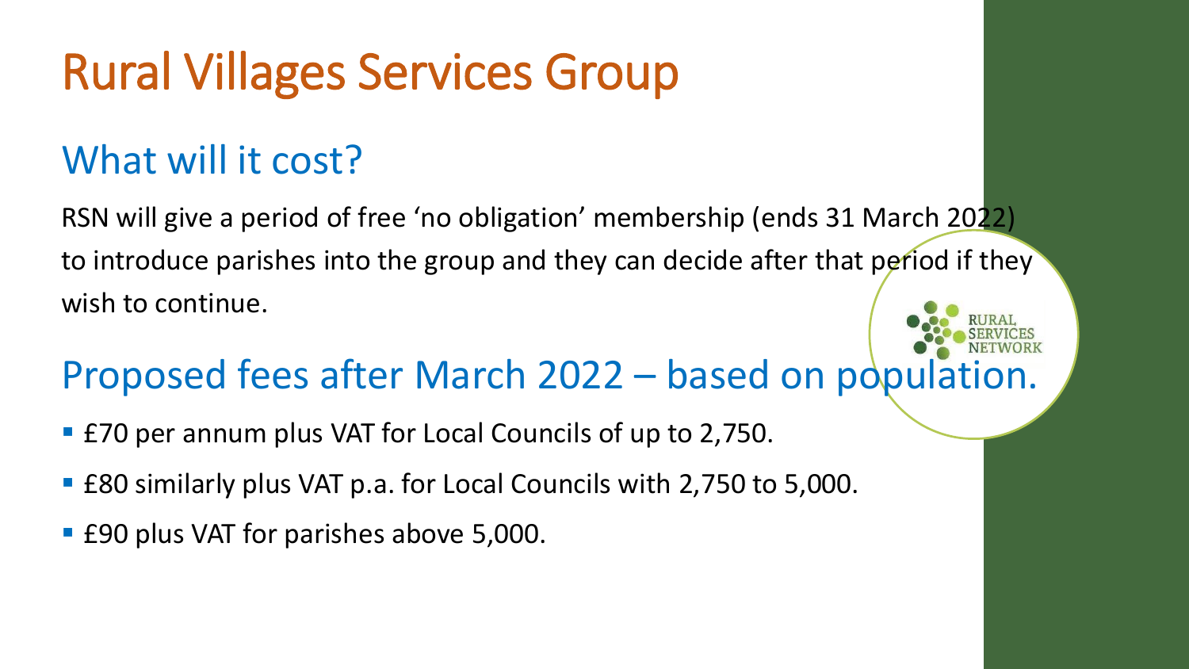# Rural Villages Services Group

## What will it cost?

RSN will give a period of free 'no obligation' membership (ends 31 March 2022) to introduce parishes into the group and they can decide after that period if they wish to continue.

RURAL SERVICES NETWORK

## Proposed fees after March 2022 – based on population.

- £70 per annum plus VAT for Local Councils of up to 2,750.
- £80 similarly plus VAT p.a. for Local Councils with 2,750 to 5,000.
- £90 plus VAT for parishes above 5,000.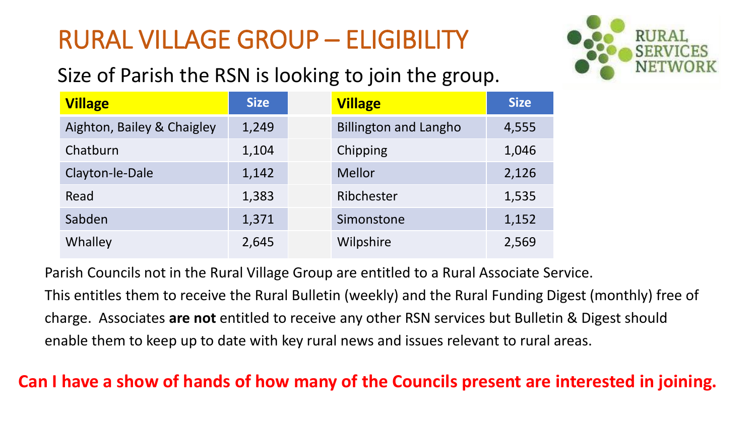# RURAL VILLAGE GROUP – ELIGIBILITY

Size of Parish the RSN is looking to join the group.

| Village | Size | | Village | Size |
|---|---|---|---|---|
| Aighton, Bailey & Chaigley | 1,249 | | Billington and Langho | 4,555 |
| Chatburn | 1,104 | | Chipping | 1,046 |
| Clayton-le-Dale | 1,142 | | Mellor | 2,126 |
| Read | 1,383 | | Ribchester | 1,535 |
| Sabden | 1,371 | | Simonstone | 1,152 |
| Whalley | 2,645 | | Wilpshire | 2,569 |

Parish Councils not in the Rural Village Group are entitled to a Rural Associate Service.

This entitles them to receive the Rural Bulletin (weekly) and the Rural Funding Digest (monthly) free of charge. Associates **are not** entitled to receive any other RSN services but Bulletin & Digest should enable them to keep up to date with key rural news and issues relevant to rural areas.

**Can I have a show of hands of how many of the Councils present are interested in joining.**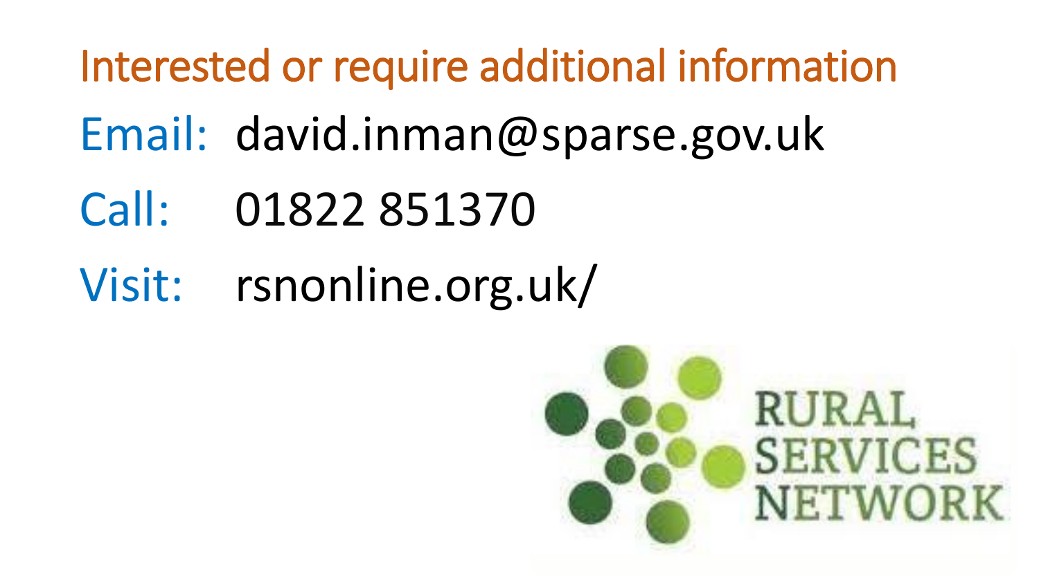## Interested or require additional information

Email: david.inman@sparse.gov.uk

Call: 01822 851370

Visit: rsnonline.org.uk/

RURAL SERVICES NETWORK